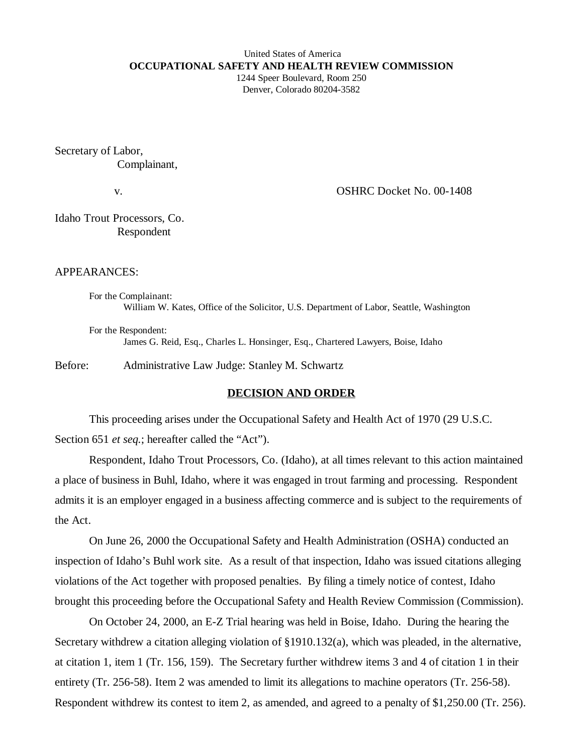United States of America
**OCCUPATIONAL SAFETY AND HEALTH REVIEW COMMISSION**
1244 Speer Boulevard, Room 250
Denver, Colorado 80204-3582

Secretary of Labor,
Complainant,

v. OSHRC Docket No. 00-1408

Idaho Trout Processors, Co.
Respondent

APPEARANCES:

For the Complainant:
William W. Kates, Office of the Solicitor, U.S. Department of Labor, Seattle, Washington

For the Respondent:
James G. Reid, Esq., Charles L. Honsinger, Esq., Chartered Lawyers, Boise, Idaho

Before: Administrative Law Judge: Stanley M. Schwartz

## DECISION AND ORDER

This proceeding arises under the Occupational Safety and Health Act of 1970 (29 U.S.C. Section 651 *et seq.*; hereafter called the "Act").

Respondent, Idaho Trout Processors, Co. (Idaho), at all times relevant to this action maintained a place of business in Buhl, Idaho, where it was engaged in trout farming and processing. Respondent admits it is an employer engaged in a business affecting commerce and is subject to the requirements of the Act.

On June 26, 2000 the Occupational Safety and Health Administration (OSHA) conducted an inspection of Idaho's Buhl work site. As a result of that inspection, Idaho was issued citations alleging violations of the Act together with proposed penalties. By filing a timely notice of contest, Idaho brought this proceeding before the Occupational Safety and Health Review Commission (Commission).

On October 24, 2000, an E-Z Trial hearing was held in Boise, Idaho. During the hearing the Secretary withdrew a citation alleging violation of §1910.132(a), which was pleaded, in the alternative, at citation 1, item 1 (Tr. 156, 159). The Secretary further withdrew items 3 and 4 of citation 1 in their entirety (Tr. 256-58). Item 2 was amended to limit its allegations to machine operators (Tr. 256-58). Respondent withdrew its contest to item 2, as amended, and agreed to a penalty of $1,250.00 (Tr. 256).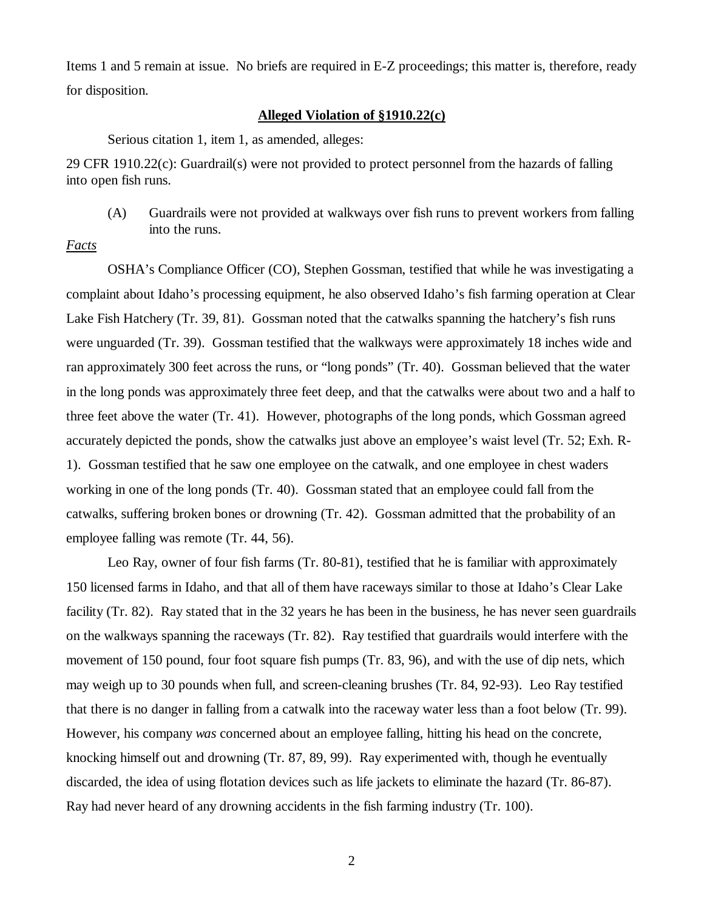Items 1 and 5 remain at issue. No briefs are required in E-Z proceedings; this matter is, therefore, ready for disposition.

**Alleged Violation of §1910.22(c)**

Serious citation 1, item 1, as amended, alleges:

29 CFR 1910.22(c): Guardrail(s) were not provided to protect personnel from the hazards of falling into open fish runs.

(A) Guardrails were not provided at walkways over fish runs to prevent workers from falling into the runs.

*Facts*

OSHA's Compliance Officer (CO), Stephen Gossman, testified that while he was investigating a complaint about Idaho's processing equipment, he also observed Idaho's fish farming operation at Clear Lake Fish Hatchery (Tr. 39, 81). Gossman noted that the catwalks spanning the hatchery's fish runs were unguarded (Tr. 39). Gossman testified that the walkways were approximately 18 inches wide and ran approximately 300 feet across the runs, or "long ponds" (Tr. 40). Gossman believed that the water in the long ponds was approximately three feet deep, and that the catwalks were about two and a half to three feet above the water (Tr. 41). However, photographs of the long ponds, which Gossman agreed accurately depicted the ponds, show the catwalks just above an employee's waist level (Tr. 52; Exh. R-1). Gossman testified that he saw one employee on the catwalk, and one employee in chest waders working in one of the long ponds (Tr. 40). Gossman stated that an employee could fall from the catwalks, suffering broken bones or drowning (Tr. 42). Gossman admitted that the probability of an employee falling was remote (Tr. 44, 56).

Leo Ray, owner of four fish farms (Tr. 80-81), testified that he is familiar with approximately 150 licensed farms in Idaho, and that all of them have raceways similar to those at Idaho's Clear Lake facility (Tr. 82). Ray stated that in the 32 years he has been in the business, he has never seen guardrails on the walkways spanning the raceways (Tr. 82). Ray testified that guardrails would interfere with the movement of 150 pound, four foot square fish pumps (Tr. 83, 96), and with the use of dip nets, which may weigh up to 30 pounds when full, and screen-cleaning brushes (Tr. 84, 92-93). Leo Ray testified that there is no danger in falling from a catwalk into the raceway water less than a foot below (Tr. 99). However, his company *was* concerned about an employee falling, hitting his head on the concrete, knocking himself out and drowning (Tr. 87, 89, 99). Ray experimented with, though he eventually discarded, the idea of using flotation devices such as life jackets to eliminate the hazard (Tr. 86-87). Ray had never heard of any drowning accidents in the fish farming industry (Tr. 100).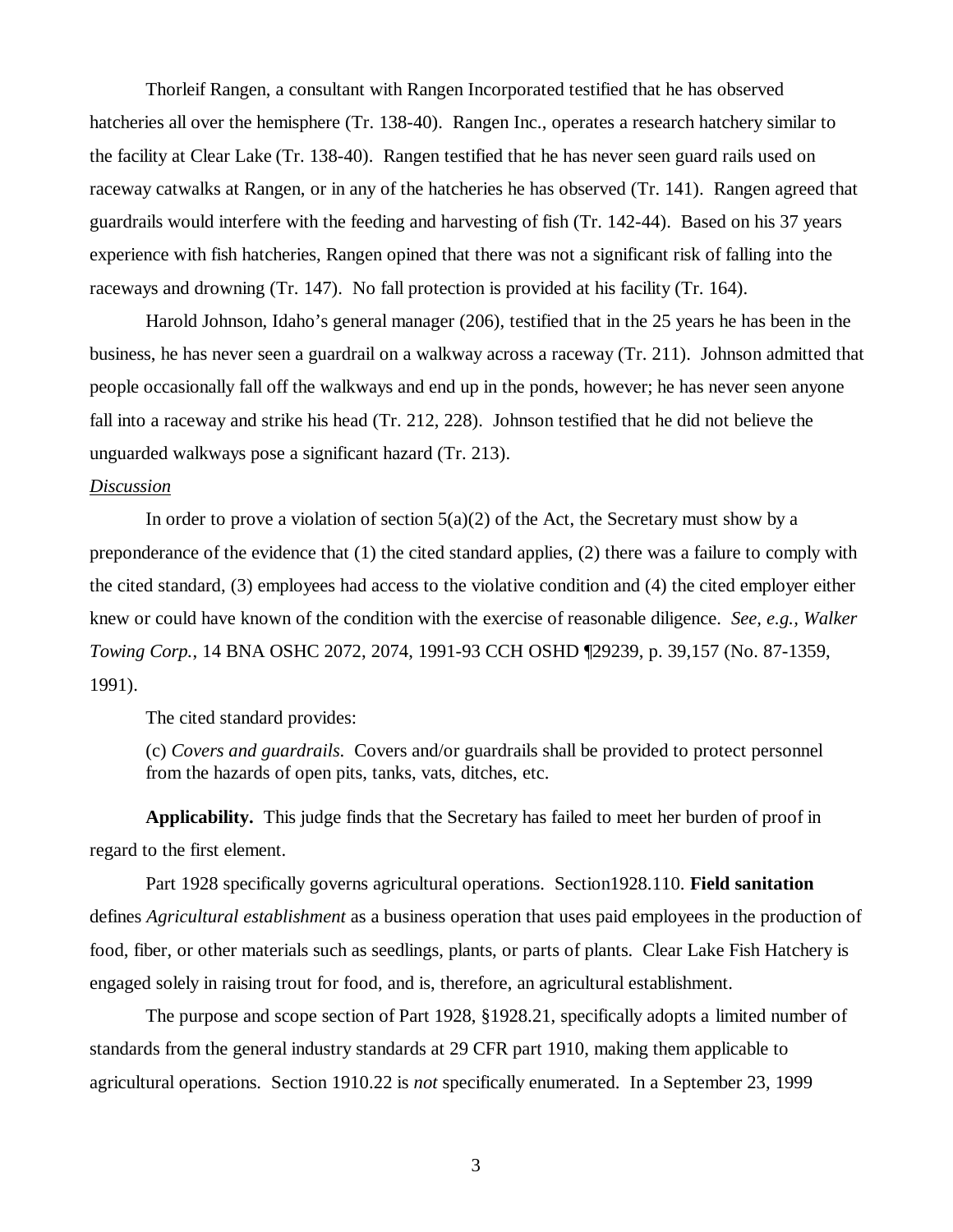Thorleif Rangen, a consultant with Rangen Incorporated testified that he has observed hatcheries all over the hemisphere (Tr. 138-40). Rangen Inc., operates a research hatchery similar to the facility at Clear Lake (Tr. 138-40). Rangen testified that he has never seen guard rails used on raceway catwalks at Rangen, or in any of the hatcheries he has observed (Tr. 141). Rangen agreed that guardrails would interfere with the feeding and harvesting of fish (Tr. 142-44). Based on his 37 years experience with fish hatcheries, Rangen opined that there was not a significant risk of falling into the raceways and drowning (Tr. 147). No fall protection is provided at his facility (Tr. 164).

Harold Johnson, Idaho's general manager (206), testified that in the 25 years he has been in the business, he has never seen a guardrail on a walkway across a raceway (Tr. 211). Johnson admitted that people occasionally fall off the walkways and end up in the ponds, however; he has never seen anyone fall into a raceway and strike his head (Tr. 212, 228). Johnson testified that he did not believe the unguarded walkways pose a significant hazard (Tr. 213).

*Discussion*

In order to prove a violation of section 5(a)(2) of the Act, the Secretary must show by a preponderance of the evidence that (1) the cited standard applies, (2) there was a failure to comply with the cited standard, (3) employees had access to the violative condition and (4) the cited employer either knew or could have known of the condition with the exercise of reasonable diligence. *See, e.g., Walker Towing Corp.*, 14 BNA OSHC 2072, 2074, 1991-93 CCH OSHD ¶29239, p. 39,157 (No. 87-1359, 1991).

The cited standard provides:

> (c) *Covers and guardrails.* Covers and/or guardrails shall be provided to protect personnel from the hazards of open pits, tanks, vats, ditches, etc.

**Applicability.** This judge finds that the Secretary has failed to meet her burden of proof in regard to the first element.

Part 1928 specifically governs agricultural operations. Section1928.110. **Field sanitation** defines *Agricultural establishment* as a business operation that uses paid employees in the production of food, fiber, or other materials such as seedlings, plants, or parts of plants. Clear Lake Fish Hatchery is engaged solely in raising trout for food, and is, therefore, an agricultural establishment.

The purpose and scope section of Part 1928, §1928.21, specifically adopts a limited number of standards from the general industry standards at 29 CFR part 1910, making them applicable to agricultural operations. Section 1910.22 is *not* specifically enumerated. In a September 23, 1999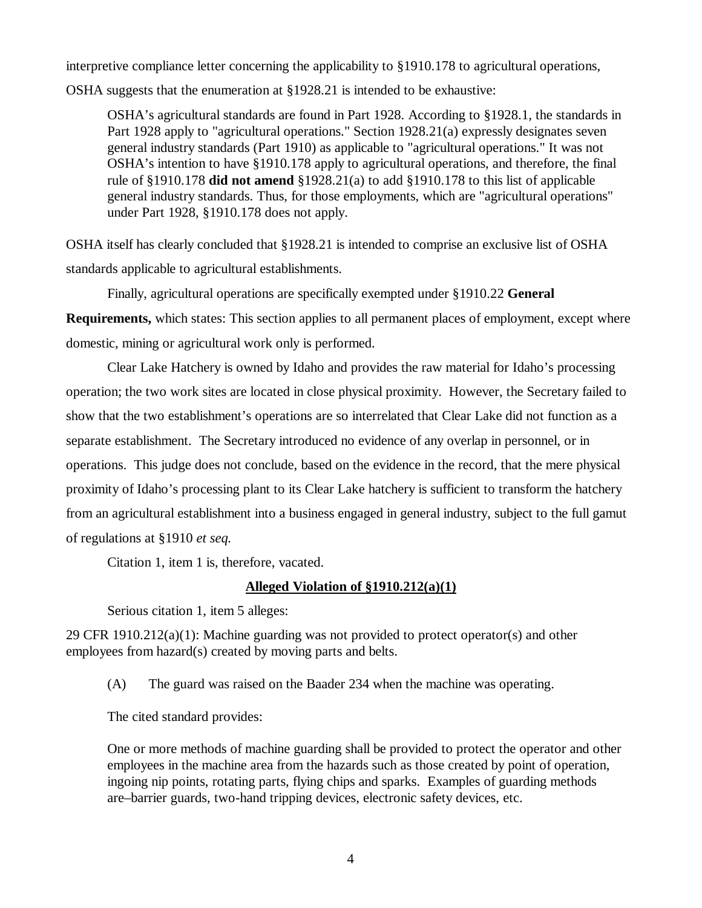interpretive compliance letter concerning the applicability to §1910.178 to agricultural operations, OSHA suggests that the enumeration at §1928.21 is intended to be exhaustive:

> OSHA's agricultural standards are found in Part 1928. According to §1928.1, the standards in Part 1928 apply to "agricultural operations." Section 1928.21(a) expressly designates seven general industry standards (Part 1910) as applicable to "agricultural operations." It was not OSHA's intention to have §1910.178 apply to agricultural operations, and therefore, the final rule of §1910.178 **did not amend** §1928.21(a) to add §1910.178 to this list of applicable general industry standards. Thus, for those employments, which are "agricultural operations" under Part 1928, §1910.178 does not apply.

OSHA itself has clearly concluded that §1928.21 is intended to comprise an exclusive list of OSHA standards applicable to agricultural establishments.

Finally, agricultural operations are specifically exempted under §1910.22 **General Requirements,** which states: This section applies to all permanent places of employment, except where domestic, mining or agricultural work only is performed.

Clear Lake Hatchery is owned by Idaho and provides the raw material for Idaho's processing operation; the two work sites are located in close physical proximity. However, the Secretary failed to show that the two establishment's operations are so interrelated that Clear Lake did not function as a separate establishment. The Secretary introduced no evidence of any overlap in personnel, or in operations. This judge does not conclude, based on the evidence in the record, that the mere physical proximity of Idaho's processing plant to its Clear Lake hatchery is sufficient to transform the hatchery from an agricultural establishment into a business engaged in general industry, subject to the full gamut of regulations at §1910 *et seq.*

Citation 1, item 1 is, therefore, vacated.

**Alleged Violation of §1910.212(a)(1)**

Serious citation 1, item 5 alleges:

29 CFR 1910.212(a)(1): Machine guarding was not provided to protect operator(s) and other employees from hazard(s) created by moving parts and belts.

(A) The guard was raised on the Baader 234 when the machine was operating.

The cited standard provides:

> One or more methods of machine guarding shall be provided to protect the operator and other employees in the machine area from the hazards such as those created by point of operation, ingoing nip points, rotating parts, flying chips and sparks. Examples of guarding methods are–barrier guards, two-hand tripping devices, electronic safety devices, etc.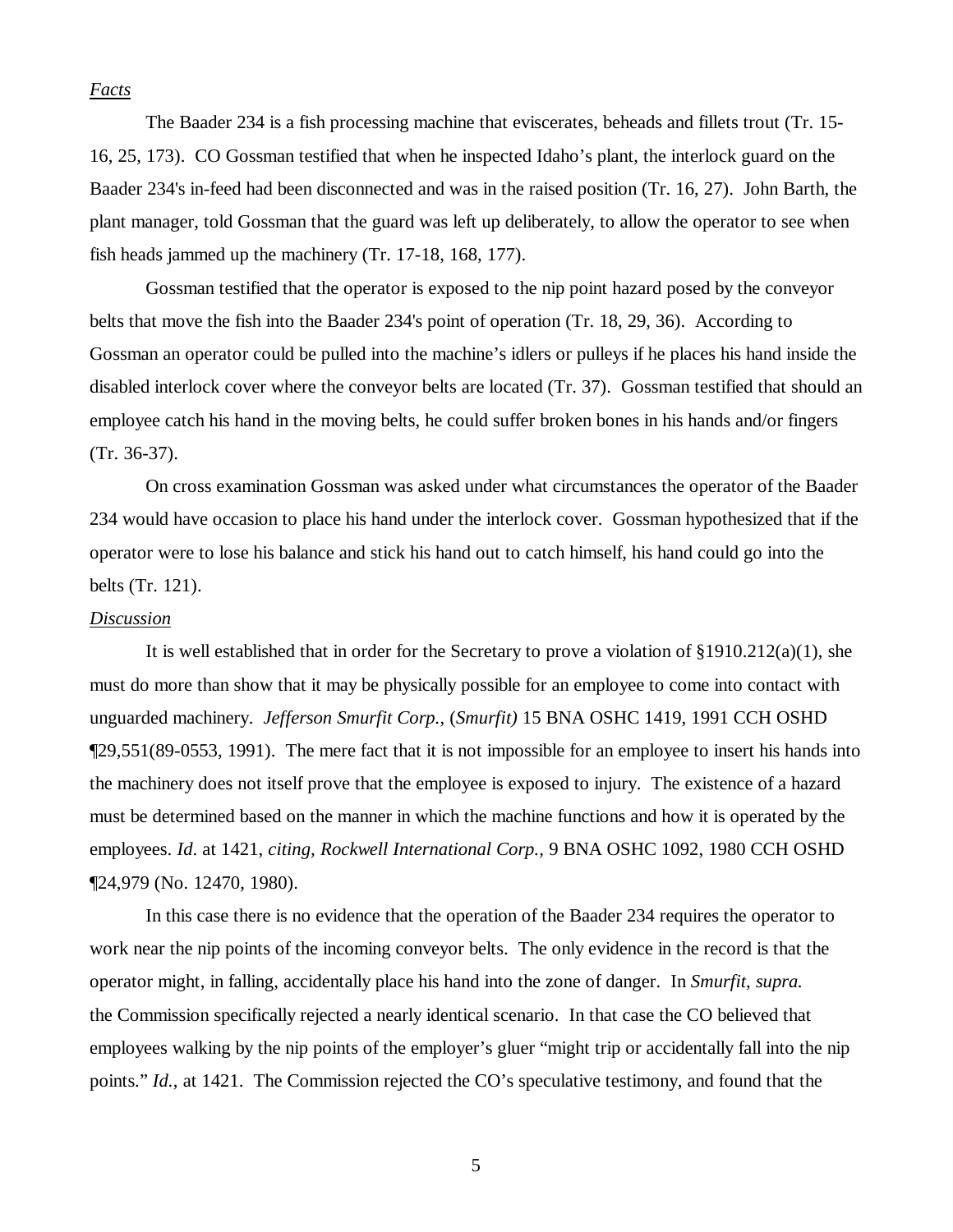*Facts*

The Baader 234 is a fish processing machine that eviscerates, beheads and fillets trout (Tr. 15-16, 25, 173). CO Gossman testified that when he inspected Idaho's plant, the interlock guard on the Baader 234's in-feed had been disconnected and was in the raised position (Tr. 16, 27). John Barth, the plant manager, told Gossman that the guard was left up deliberately, to allow the operator to see when fish heads jammed up the machinery (Tr. 17-18, 168, 177).

Gossman testified that the operator is exposed to the nip point hazard posed by the conveyor belts that move the fish into the Baader 234's point of operation (Tr. 18, 29, 36). According to Gossman an operator could be pulled into the machine's idlers or pulleys if he places his hand inside the disabled interlock cover where the conveyor belts are located (Tr. 37). Gossman testified that should an employee catch his hand in the moving belts, he could suffer broken bones in his hands and/or fingers (Tr. 36-37).

On cross examination Gossman was asked under what circumstances the operator of the Baader 234 would have occasion to place his hand under the interlock cover. Gossman hypothesized that if the operator were to lose his balance and stick his hand out to catch himself, his hand could go into the belts (Tr. 121).

*Discussion*

It is well established that in order for the Secretary to prove a violation of §1910.212(a)(1), she must do more than show that it may be physically possible for an employee to come into contact with unguarded machinery. *Jefferson Smurfit Corp.*, (*Smurfit)* 15 BNA OSHC 1419, 1991 CCH OSHD ¶29,551(89-0553, 1991). The mere fact that it is not impossible for an employee to insert his hands into the machinery does not itself prove that the employee is exposed to injury. The existence of a hazard must be determined based on the manner in which the machine functions and how it is operated by the employees. *Id*. at 1421, *citing, Rockwell International Corp.*, 9 BNA OSHC 1092, 1980 CCH OSHD ¶24,979 (No. 12470, 1980).

In this case there is no evidence that the operation of the Baader 234 requires the operator to work near the nip points of the incoming conveyor belts. The only evidence in the record is that the operator might, in falling, accidentally place his hand into the zone of danger. In *Smurfit, supra.* the Commission specifically rejected a nearly identical scenario. In that case the CO believed that employees walking by the nip points of the employer's gluer "might trip or accidentally fall into the nip points." *Id*., at 1421. The Commission rejected the CO's speculative testimony, and found that the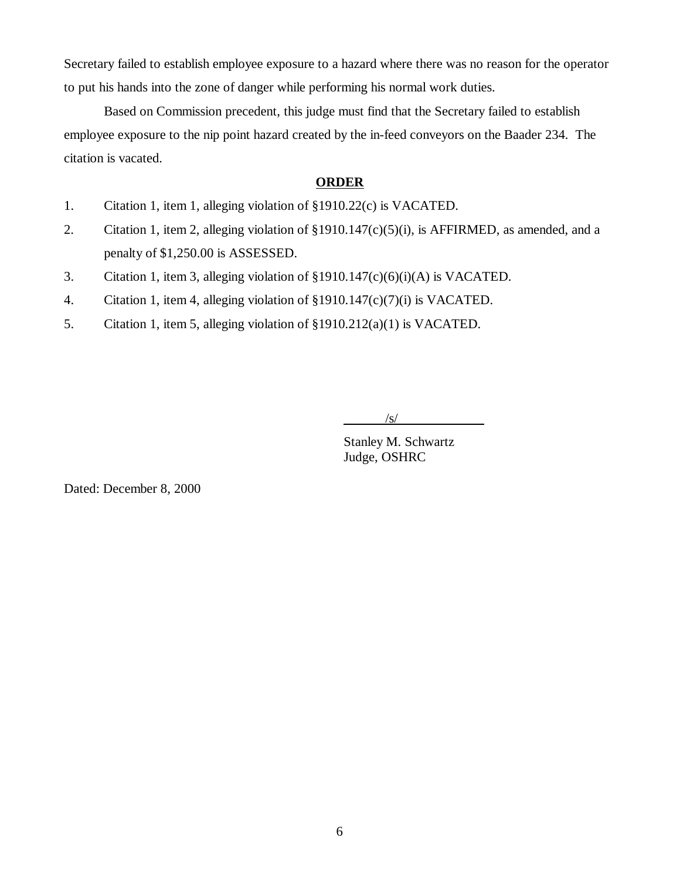Secretary failed to establish employee exposure to a hazard where there was no reason for the operator to put his hands into the zone of danger while performing his normal work duties.

Based on Commission precedent, this judge must find that the Secretary failed to establish employee exposure to the nip point hazard created by the in-feed conveyors on the Baader 234. The citation is vacated.

## ORDER

1. Citation 1, item 1, alleging violation of §1910.22(c) is VACATED.
2. Citation 1, item 2, alleging violation of §1910.147(c)(5)(i), is AFFIRMED, as amended, and a penalty of $1,250.00 is ASSESSED.
3. Citation 1, item 3, alleging violation of §1910.147(c)(6)(i)(A) is VACATED.
4. Citation 1, item 4, alleging violation of §1910.147(c)(7)(i) is VACATED.
5. Citation 1, item 5, alleging violation of §1910.212(a)(1) is VACATED.

/s/

Stanley M. Schwartz
Judge, OSHRC

Dated: December 8, 2000